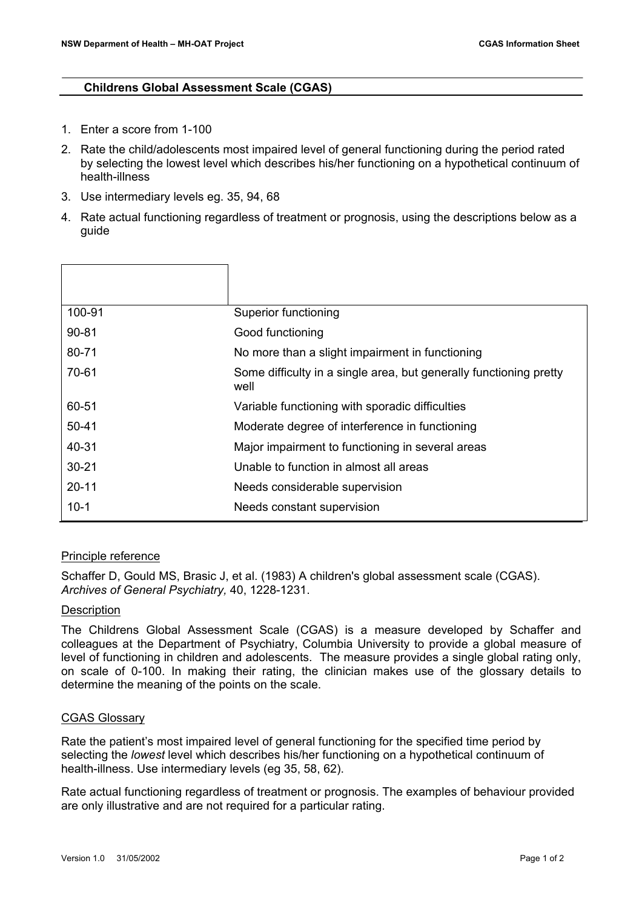## Childrens Global Assessment Scale (CGAS)

1. Enter a score from 1-100
2. Rate the child/adolescents most impaired level of general functioning during the period rated by selecting the lowest level which describes his/her functioning on a hypothetical continuum of health-illness
3. Use intermediary levels eg. 35, 94, 68
4. Rate actual functioning regardless of treatment or prognosis, using the descriptions below as a guide

| | |
|---|---|
| 100-91 | Superior functioning |
| 90-81 | Good functioning |
| 80-71 | No more than a slight impairment in functioning |
| 70-61 | Some difficulty in a single area, but generally functioning pretty well |
| 60-51 | Variable functioning with sporadic difficulties |
| 50-41 | Moderate degree of interference in functioning |
| 40-31 | Major impairment to functioning in several areas |
| 30-21 | Unable to function in almost all areas |
| 20-11 | Needs considerable supervision |
| 10-1 | Needs constant supervision |

### Principle reference

Schaffer D, Gould MS, Brasic J, et al. (1983) A children's global assessment scale (CGAS). *Archives of General Psychiatry,* 40, 1228-1231.

### Description

The Childrens Global Assessment Scale (CGAS) is a measure developed by Schaffer and colleagues at the Department of Psychiatry, Columbia University to provide a global measure of level of functioning in children and adolescents. The measure provides a single global rating only, on scale of 0-100. In making their rating, the clinician makes use of the glossary details to determine the meaning of the points on the scale.

### CGAS Glossary

Rate the patient's most impaired level of general functioning for the specified time period by selecting the *lowest* level which describes his/her functioning on a hypothetical continuum of health-illness. Use intermediary levels (eg 35, 58, 62).

Rate actual functioning regardless of treatment or prognosis. The examples of behaviour provided are only illustrative and are not required for a particular rating.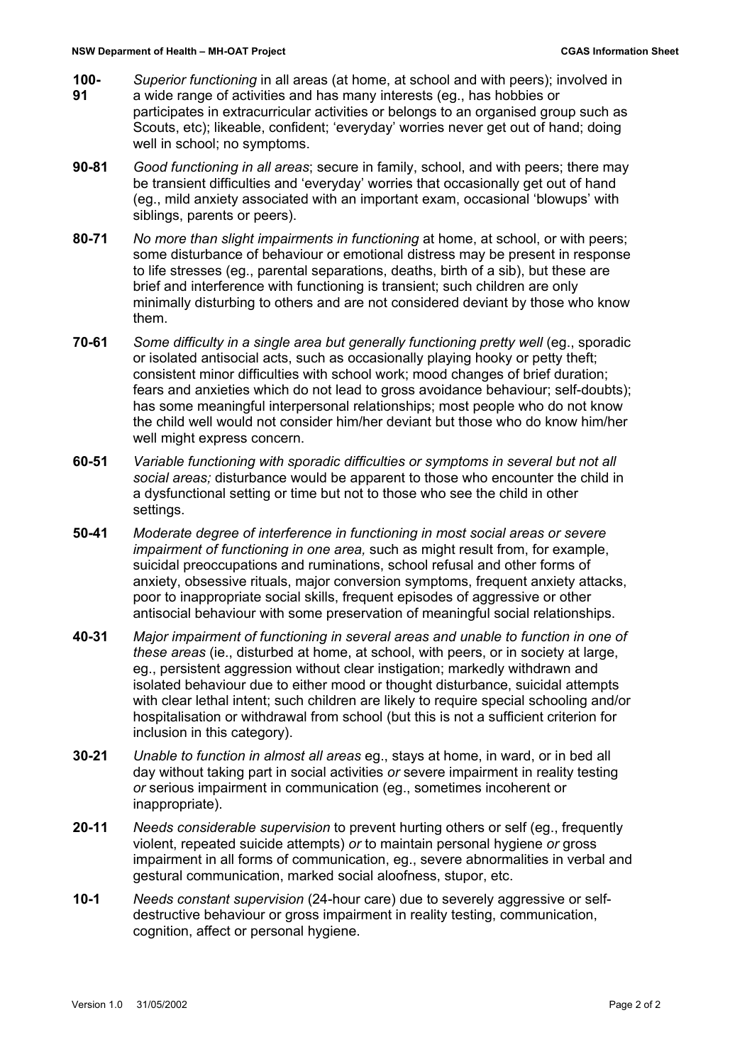**100-91** *Superior functioning* in all areas (at home, at school and with peers); involved in a wide range of activities and has many interests (eg., has hobbies or participates in extracurricular activities or belongs to an organised group such as Scouts, etc); likeable, confident; 'everyday' worries never get out of hand; doing well in school; no symptoms.

**90-81** *Good functioning in all areas*; secure in family, school, and with peers; there may be transient difficulties and 'everyday' worries that occasionally get out of hand (eg., mild anxiety associated with an important exam, occasional 'blowups' with siblings, parents or peers).

**80-71** *No more than slight impairments in functioning* at home, at school, or with peers; some disturbance of behaviour or emotional distress may be present in response to life stresses (eg., parental separations, deaths, birth of a sib), but these are brief and interference with functioning is transient; such children are only minimally disturbing to others and are not considered deviant by those who know them.

**70-61** *Some difficulty in a single area but generally functioning pretty well* (eg., sporadic or isolated antisocial acts, such as occasionally playing hooky or petty theft; consistent minor difficulties with school work; mood changes of brief duration; fears and anxieties which do not lead to gross avoidance behaviour; self-doubts); has some meaningful interpersonal relationships; most people who do not know the child well would not consider him/her deviant but those who do know him/her well might express concern.

**60-51** *Variable functioning with sporadic difficulties or symptoms in several but not all social areas;* disturbance would be apparent to those who encounter the child in a dysfunctional setting or time but not to those who see the child in other settings.

**50-41** *Moderate degree of interference in functioning in most social areas or severe impairment of functioning in one area,* such as might result from, for example, suicidal preoccupations and ruminations, school refusal and other forms of anxiety, obsessive rituals, major conversion symptoms, frequent anxiety attacks, poor to inappropriate social skills, frequent episodes of aggressive or other antisocial behaviour with some preservation of meaningful social relationships.

**40-31** *Major impairment of functioning in several areas and unable to function in one of these areas* (ie., disturbed at home, at school, with peers, or in society at large, eg., persistent aggression without clear instigation; markedly withdrawn and isolated behaviour due to either mood or thought disturbance, suicidal attempts with clear lethal intent; such children are likely to require special schooling and/or hospitalisation or withdrawal from school (but this is not a sufficient criterion for inclusion in this category).

**30-21** *Unable to function in almost all areas* eg., stays at home, in ward, or in bed all day without taking part in social activities *or* severe impairment in reality testing *or* serious impairment in communication (eg., sometimes incoherent or inappropriate).

**20-11** *Needs considerable supervision* to prevent hurting others or self (eg., frequently violent, repeated suicide attempts) *or* to maintain personal hygiene *or* gross impairment in all forms of communication, eg., severe abnormalities in verbal and gestural communication, marked social aloofness, stupor, etc.

**10-1** *Needs constant supervision* (24-hour care) due to severely aggressive or self-destructive behaviour or gross impairment in reality testing, communication, cognition, affect or personal hygiene.